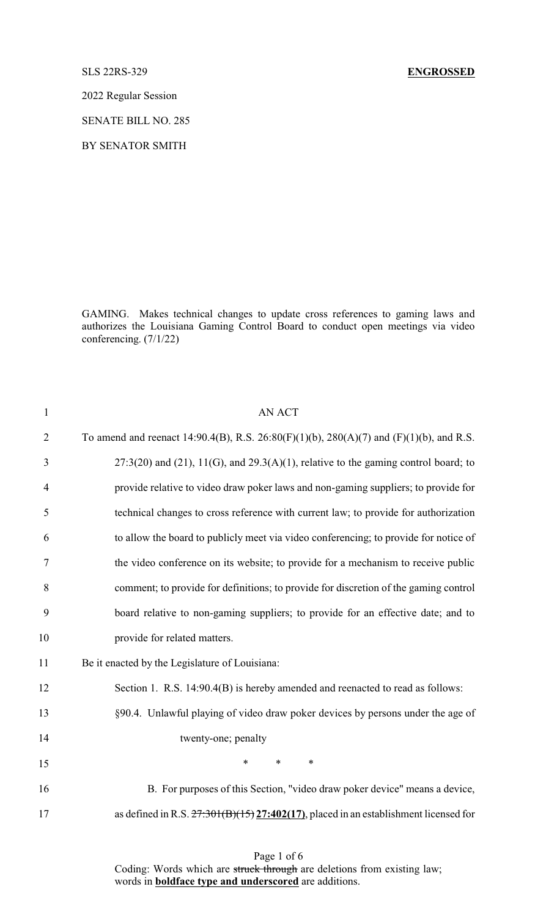SLS 22RS-329 **ENGROSSED**

2022 Regular Session

SENATE BILL NO. 285

BY SENATOR SMITH

GAMING. Makes technical changes to update cross references to gaming laws and authorizes the Louisiana Gaming Control Board to conduct open meetings via video conferencing. (7/1/22)

AN ACT

To amend and reenact 14:90.4(B), R.S. 26:80(F)(1)(b), 280(A)(7) and (F)(1)(b), and R.S. 27:3(20) and (21), 11(G), and 29.3(A)(1), relative to the gaming control board; to provide relative to video draw poker laws and non-gaming suppliers; to provide for technical changes to cross reference with current law; to provide for authorization to allow the board to publicly meet via video conferencing; to provide for notice of the video conference on its website; to provide for a mechanism to receive public comment; to provide for definitions; to provide for discretion of the gaming control board relative to non-gaming suppliers; to provide for an effective date; and to provide for related matters.

Be it enacted by the Legislature of Louisiana:

Section 1. R.S. 14:90.4(B) is hereby amended and reenacted to read as follows:

§90.4. Unlawful playing of video draw poker devices by persons under the age of twenty-one; penalty

\* \* \*

B. For purposes of this Section, "video draw poker device" means a device, as defined in R.S. ~~27:301(B)(15)~~ **27:402(17)**, placed in an establishment licensed for

Coding: Words which are ~~struck through~~ are deletions from existing law; words in **boldface type and underscored** are additions.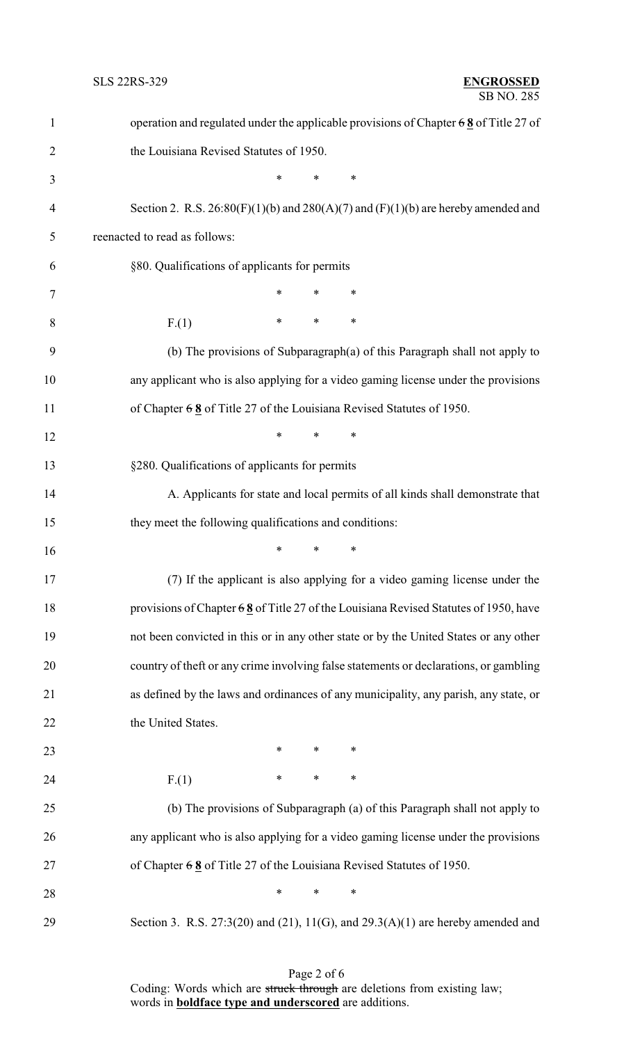operation and regulated under the applicable provisions of Chapter ~~6~~ **8** of Title 27 of the Louisiana Revised Statutes of 1950.

\* \* \*

Section 2. R.S. 26:80(F)(1)(b) and 280(A)(7) and (F)(1)(b) are hereby amended and reenacted to read as follows:

§80. Qualifications of applicants for permits

\* \* \*

F.(1) \* \* \*

(b) The provisions of Subparagraph(a) of this Paragraph shall not apply to any applicant who is also applying for a video gaming license under the provisions of Chapter ~~6~~ **8** of Title 27 of the Louisiana Revised Statutes of 1950.

\* \* \*

§280. Qualifications of applicants for permits

A. Applicants for state and local permits of all kinds shall demonstrate that they meet the following qualifications and conditions:

\* \* \*

(7) If the applicant is also applying for a video gaming license under the provisions of Chapter ~~6~~ **8** of Title 27 of the Louisiana Revised Statutes of 1950, have not been convicted in this or in any other state or by the United States or any other country of theft or any crime involving false statements or declarations, or gambling as defined by the laws and ordinances of any municipality, any parish, any state, or the United States.

\* \* \*

F.(1) \* \* \*

(b) The provisions of Subparagraph (a) of this Paragraph shall not apply to any applicant who is also applying for a video gaming license under the provisions of Chapter ~~6~~ **8** of Title 27 of the Louisiana Revised Statutes of 1950.

\* \* \*

Section 3. R.S. 27:3(20) and (21), 11(G), and 29.3(A)(1) are hereby amended and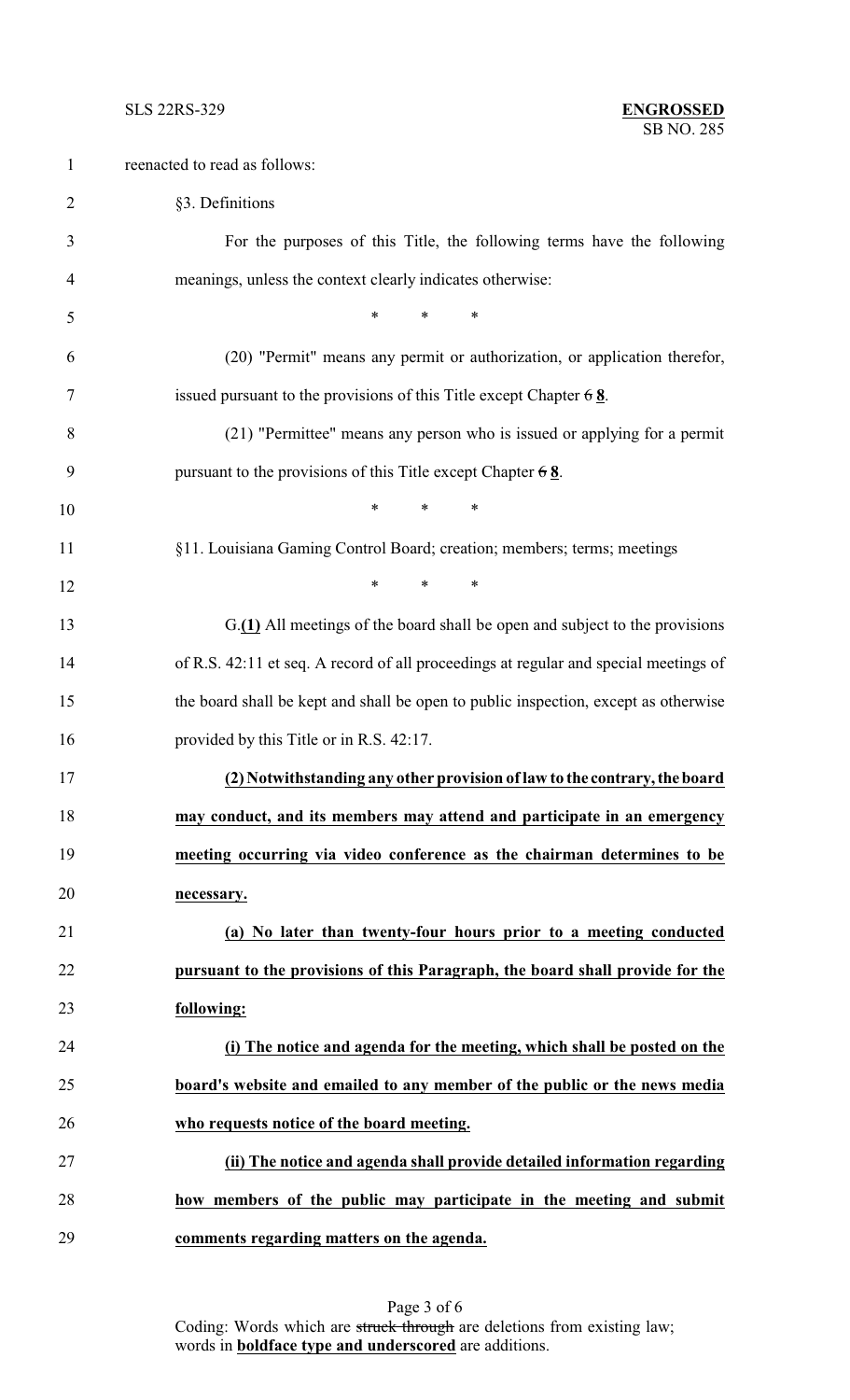reenacted to read as follows:

§3. Definitions

For the purposes of this Title, the following terms have the following meanings, unless the context clearly indicates otherwise:

\* \* \*

(20) "Permit" means any permit or authorization, or application therefor, issued pursuant to the provisions of this Title except Chapter ~~6~~ **8**.

(21) "Permittee" means any person who is issued or applying for a permit pursuant to the provisions of this Title except Chapter ~~6~~ **8**.

\* \* \*

§11. Louisiana Gaming Control Board; creation; members; terms; meetings

\* \* \*

G.**(1)** All meetings of the board shall be open and subject to the provisions of R.S. 42:11 et seq. A record of all proceedings at regular and special meetings of the board shall be kept and shall be open to public inspection, except as otherwise provided by this Title or in R.S. 42:17.

**(2) Notwithstanding any other provision of law to the contrary, the board may conduct, and its members may attend and participate in an emergency meeting occurring via video conference as the chairman determines to be necessary.**

**(a) No later than twenty-four hours prior to a meeting conducted pursuant to the provisions of this Paragraph, the board shall provide for the following:**

**(i) The notice and agenda for the meeting, which shall be posted on the board's website and emailed to any member of the public or the news media who requests notice of the board meeting.**

**(ii) The notice and agenda shall provide detailed information regarding how members of the public may participate in the meeting and submit comments regarding matters on the agenda.**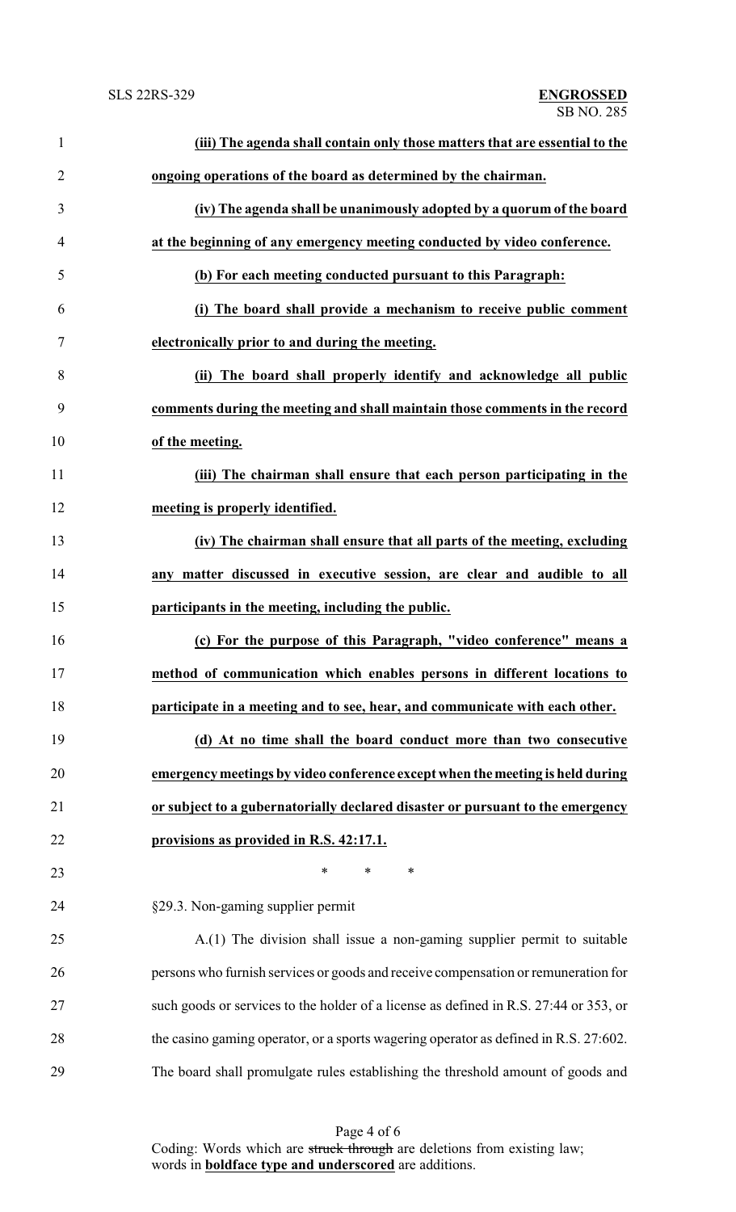**(iii) The agenda shall contain only those matters that are essential to the ongoing operations of the board as determined by the chairman.**

**(iv) The agenda shall be unanimously adopted by a quorum of the board at the beginning of any emergency meeting conducted by video conference.**

**(b) For each meeting conducted pursuant to this Paragraph:**

**(i) The board shall provide a mechanism to receive public comment electronically prior to and during the meeting.**

**(ii) The board shall properly identify and acknowledge all public comments during the meeting and shall maintain those comments in the record of the meeting.**

**(iii) The chairman shall ensure that each person participating in the meeting is properly identified.**

**(iv) The chairman shall ensure that all parts of the meeting, excluding any matter discussed in executive session, are clear and audible to all participants in the meeting, including the public.**

**(c) For the purpose of this Paragraph, "video conference" means a method of communication which enables persons in different locations to participate in a meeting and to see, hear, and communicate with each other.**

**(d) At no time shall the board conduct more than two consecutive emergency meetings by video conference except when the meeting is held during or subject to a gubernatorially declared disaster or pursuant to the emergency provisions as provided in R.S. 42:17.1.**

\* \* \*

§29.3. Non-gaming supplier permit

A.(1) The division shall issue a non-gaming supplier permit to suitable persons who furnish services or goods and receive compensation or remuneration for such goods or services to the holder of a license as defined in R.S. 27:44 or 353, or the casino gaming operator, or a sports wagering operator as defined in R.S. 27:602. The board shall promulgate rules establishing the threshold amount of goods and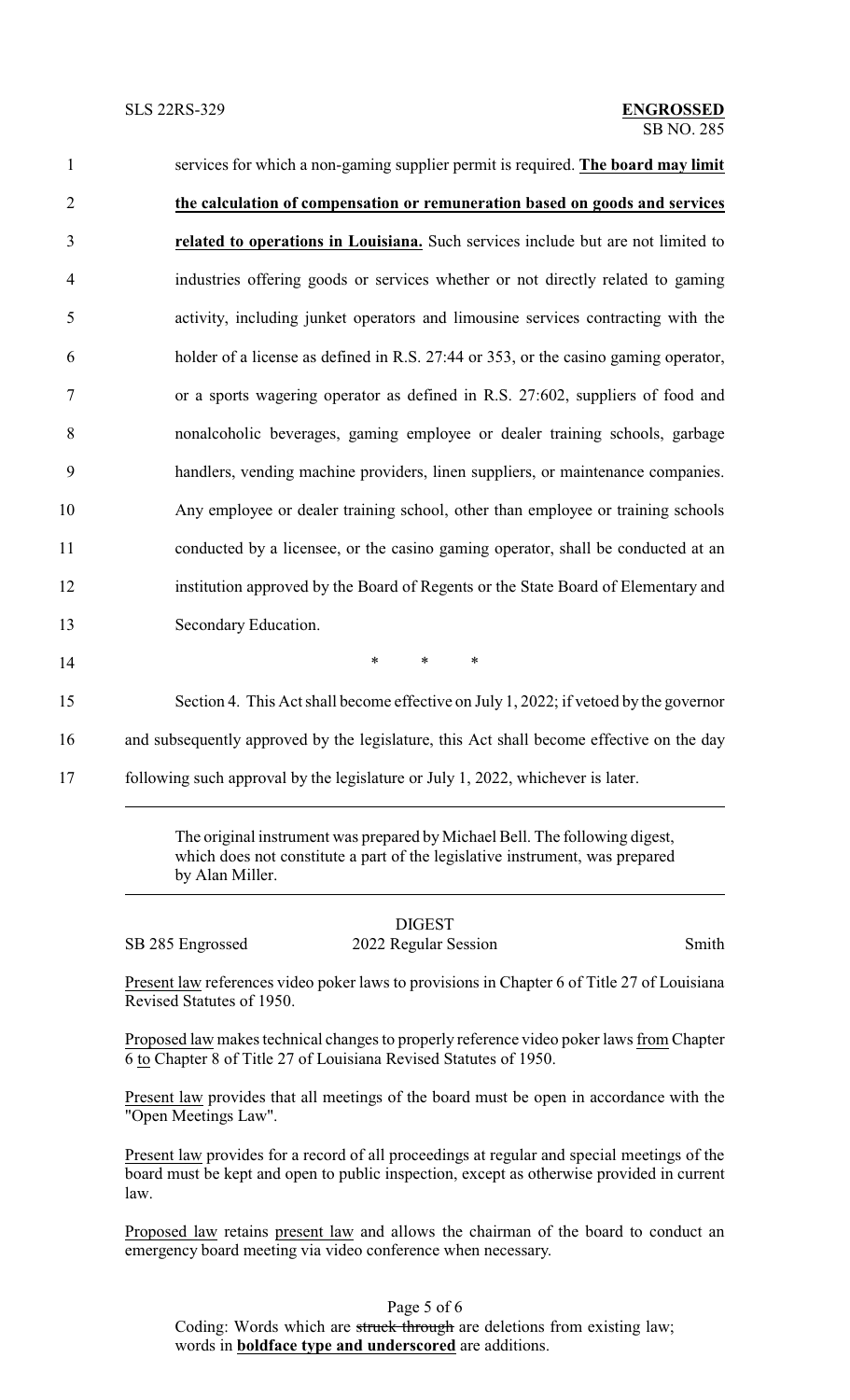services for which a non-gaming supplier permit is required. **<u>The board may limit the calculation of compensation or remuneration based on goods and services related to operations in Louisiana.</u>** Such services include but are not limited to industries offering goods or services whether or not directly related to gaming activity, including junket operators and limousine services contracting with the holder of a license as defined in R.S. 27:44 or 353, or the casino gaming operator, or a sports wagering operator as defined in R.S. 27:602, suppliers of food and nonalcoholic beverages, gaming employee or dealer training schools, garbage handlers, vending machine providers, linen suppliers, or maintenance companies. Any employee or dealer training school, other than employee or training schools conducted by a licensee, or the casino gaming operator, shall be conducted at an institution approved by the Board of Regents or the State Board of Elementary and Secondary Education.

\* \* \*

Section 4. This Act shall become effective on July 1, 2022; if vetoed by the governor and subsequently approved by the legislature, this Act shall become effective on the day following such approval by the legislature or July 1, 2022, whichever is later.

---

The original instrument was prepared by Michael Bell. The following digest, which does not constitute a part of the legislative instrument, was prepared by Alan Miller.

---

DIGEST

SB 285 Engrossed — 2022 Regular Session — Smith

<u>Present law</u> references video poker laws to provisions in Chapter 6 of Title 27 of Louisiana Revised Statutes of 1950.

<u>Proposed law</u> makes technical changes to properly reference video poker laws <u>from</u> Chapter 6 <u>to</u> Chapter 8 of Title 27 of Louisiana Revised Statutes of 1950.

<u>Present law</u> provides that all meetings of the board must be open in accordance with the "Open Meetings Law".

<u>Present law</u> provides for a record of all proceedings at regular and special meetings of the board must be kept and open to public inspection, except as otherwise provided in current law.

<u>Proposed law</u> retains <u>present law</u> and allows the chairman of the board to conduct an emergency board meeting via video conference when necessary.

Coding: Words which are ~~struck through~~ are deletions from existing law; words in **<u>boldface type and underscored</u>** are additions.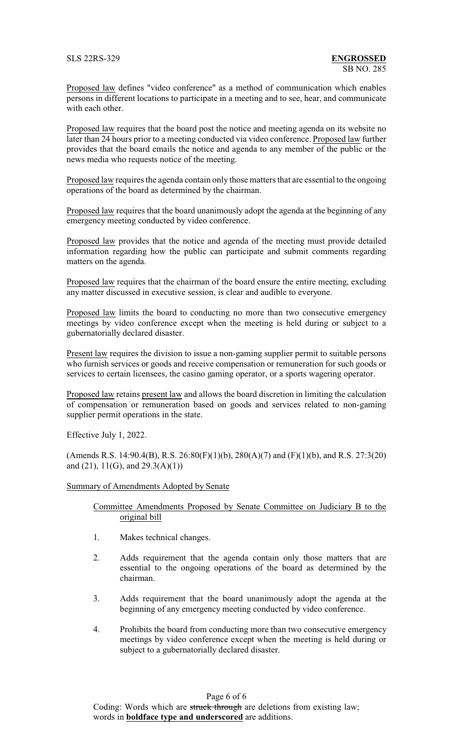Proposed law defines "video conference" as a method of communication which enables persons in different locations to participate in a meeting and to see, hear, and communicate with each other.

Proposed law requires that the board post the notice and meeting agenda on its website no later than 24 hours prior to a meeting conducted via video conference. Proposed law further provides that the board emails the notice and agenda to any member of the public or the news media who requests notice of the meeting.

Proposed law requires the agenda contain only those matters that are essential to the ongoing operations of the board as determined by the chairman.

Proposed law requires that the board unanimously adopt the agenda at the beginning of any emergency meeting conducted by video conference.

Proposed law provides that the notice and agenda of the meeting must provide detailed information regarding how the public can participate and submit comments regarding matters on the agenda.

Proposed law requires that the chairman of the board ensure the entire meeting, excluding any matter discussed in executive session, is clear and audible to everyone.

Proposed law limits the board to conducting no more than two consecutive emergency meetings by video conference except when the meeting is held during or subject to a gubernatorially declared disaster.

Present law requires the division to issue a non-gaming supplier permit to suitable persons who furnish services or goods and receive compensation or remuneration for such goods or services to certain licensees, the casino gaming operator, or a sports wagering operator.

Proposed law retains present law and allows the board discretion in limiting the calculation of compensation or remuneration based on goods and services related to non-gaming supplier permit operations in the state.

Effective July 1, 2022.

(Amends R.S. 14:90.4(B), R.S. 26:80(F)(1)(b), 280(A)(7) and (F)(1)(b), and R.S. 27:3(20) and (21), 11(G), and 29.3(A)(1))

Summary of Amendments Adopted by Senate

Committee Amendments Proposed by Senate Committee on Judiciary B to the original bill

1. Makes technical changes.
2. Adds requirement that the agenda contain only those matters that are essential to the ongoing operations of the board as determined by the chairman.
3. Adds requirement that the board unanimously adopt the agenda at the beginning of any emergency meeting conducted by video conference.
4. Prohibits the board from conducting more than two consecutive emergency meetings by video conference except when the meeting is held during or subject to a gubernatorially declared disaster.

Coding: Words which are ~~struck through~~ are deletions from existing law; words in **boldface type and underscored** are additions.